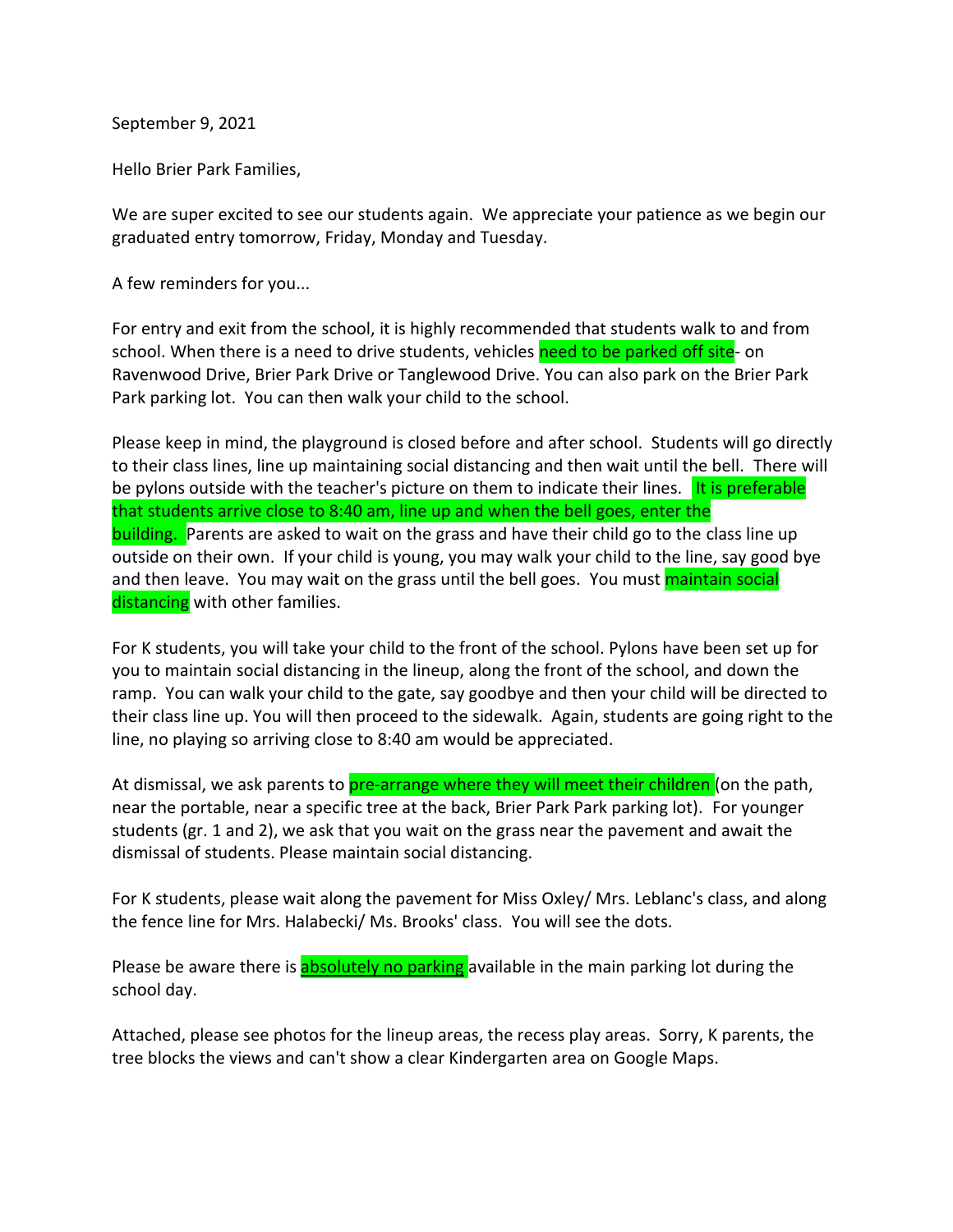September 9, 2021

Hello Brier Park Families,

We are super excited to see our students again. We appreciate your patience as we begin our graduated entry tomorrow, Friday, Monday and Tuesday.

A few reminders for you...

For entry and exit from the school, it is highly recommended that students walk to and from school. When there is a need to drive students, vehicles **need to be parked off site**- on Ravenwood Drive, Brier Park Drive or Tanglewood Drive. You can also park on the Brier Park Park parking lot. You can then walk your child to the school.

Please keep in mind, the playground is closed before and after school. Students will go directly to their class lines, line up maintaining social distancing and then wait until the bell. There will be pylons outside with the teacher's picture on them to indicate their lines. **It is preferable that students arrive close to 8:40 am, line up and when the bell goes, enter the building.** Parents are asked to wait on the grass and have their child go to the class line up outside on their own. If your child is young, you may walk your child to the line, say good bye and then leave. You may wait on the grass until the bell goes. You must **maintain social distancing** with other families.

For K students, you will take your child to the front of the school. Pylons have been set up for you to maintain social distancing in the lineup, along the front of the school, and down the ramp. You can walk your child to the gate, say goodbye and then your child will be directed to their class line up. You will then proceed to the sidewalk. Again, students are going right to the line, no playing so arriving close to 8:40 am would be appreciated.

At dismissal, we ask parents to **pre-arrange where they will meet their children** (on the path, near the portable, near a specific tree at the back, Brier Park Park parking lot). For younger students (gr. 1 and 2), we ask that you wait on the grass near the pavement and await the dismissal of students. Please maintain social distancing.

For K students, please wait along the pavement for Miss Oxley/ Mrs. Leblanc's class, and along the fence line for Mrs. Halabecki/ Ms. Brooks' class. You will see the dots.

Please be aware there is **absolutely no parking** available in the main parking lot during the school day.

Attached, please see photos for the lineup areas, the recess play areas. Sorry, K parents, the tree blocks the views and can't show a clear Kindergarten area on Google Maps.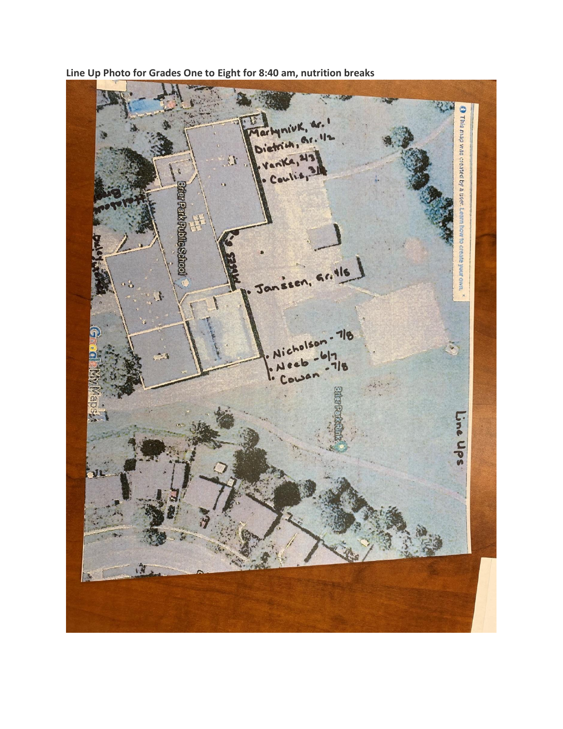**Line Up Photo for Grades One to Eight for 8:40 am, nutrition breaks**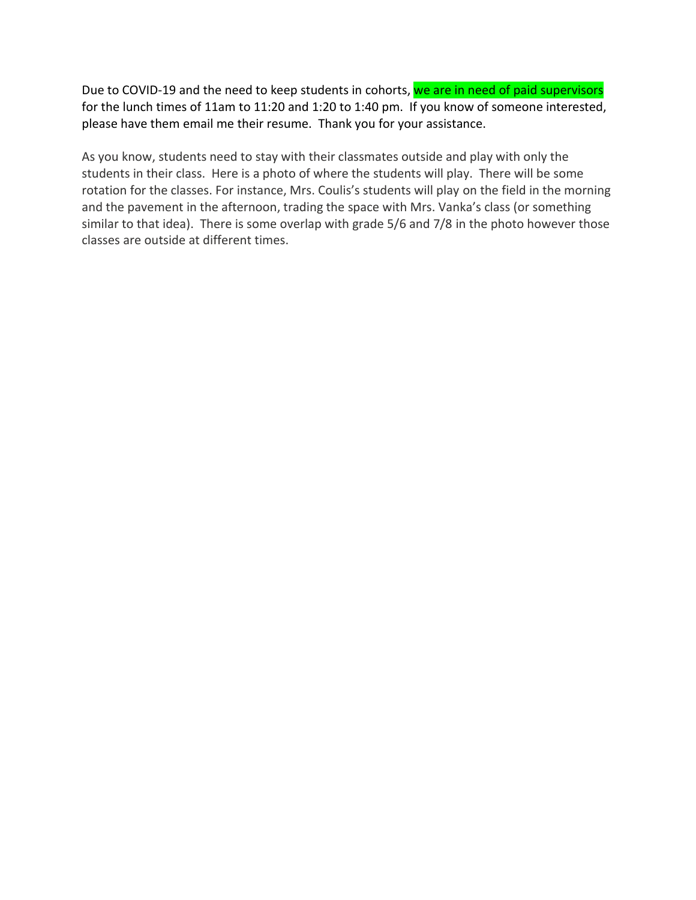Due to COVID-19 and the need to keep students in cohorts, we are in need of paid supervisors for the lunch times of 11am to 11:20 and 1:20 to 1:40 pm. If you know of someone interested, please have them email me their resume. Thank you for your assistance.

As you know, students need to stay with their classmates outside and play with only the students in their class. Here is a photo of where the students will play. There will be some rotation for the classes. For instance, Mrs. Coulis's students will play on the field in the morning and the pavement in the afternoon, trading the space with Mrs. Vanka's class (or something similar to that idea). There is some overlap with grade 5/6 and 7/8 in the photo however those classes are outside at different times.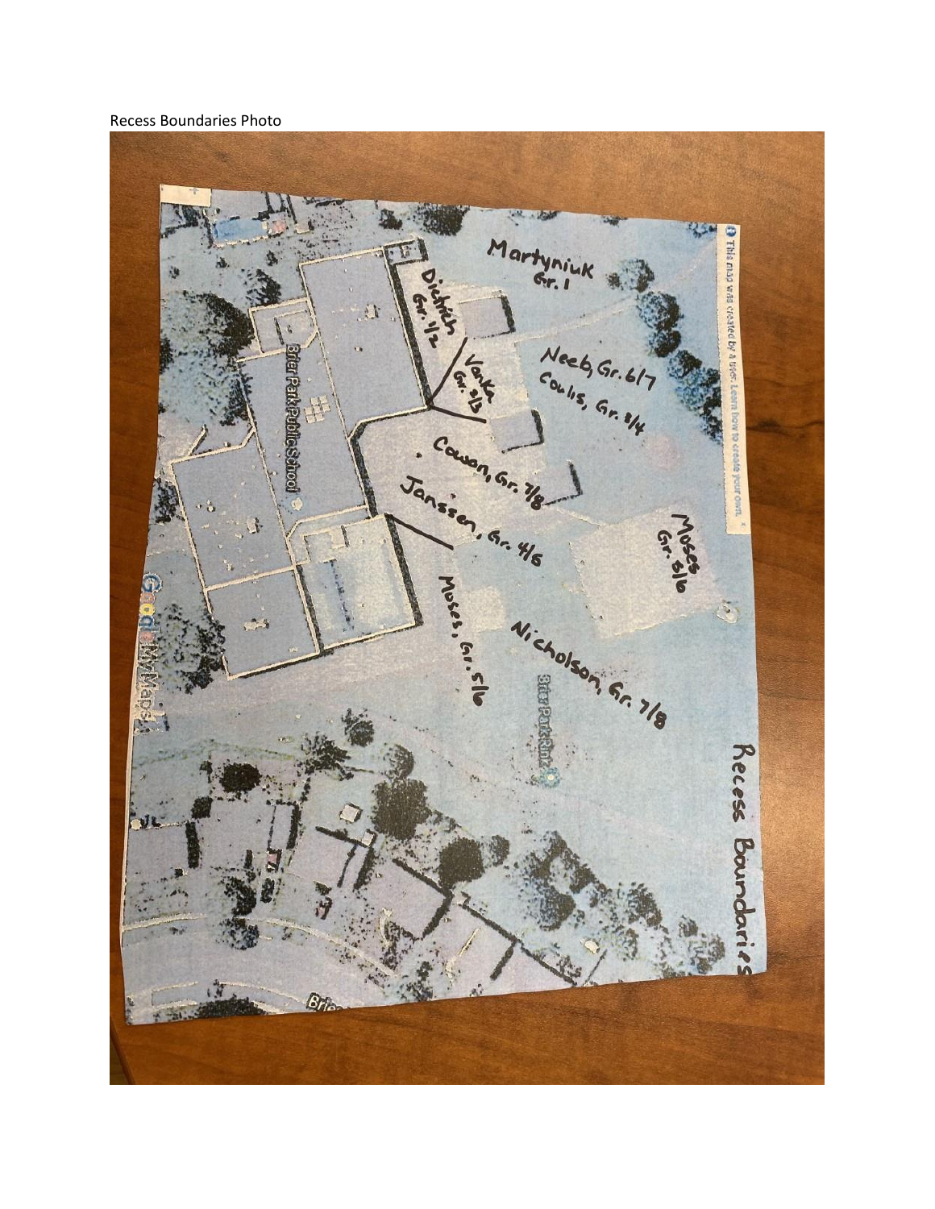Recess Boundaries Photo

Recess Boundaries

Martyniuk Gr. 1

Diditch Gr. 1/2

Vanta Gr. 2/3

Neeb, Gr. 6/7

Coulis, Gr. 3/4

Cowan, Gr. 7/8

Janssen, Gr. 4/5

Moses Gr. 5/6

Moses, Gr. 5/6

Nicholson, Gr. 7/8

Brier Park Public School

Brier Park Rink

This map was created by a user. Learn how to create your own.

Google My Maps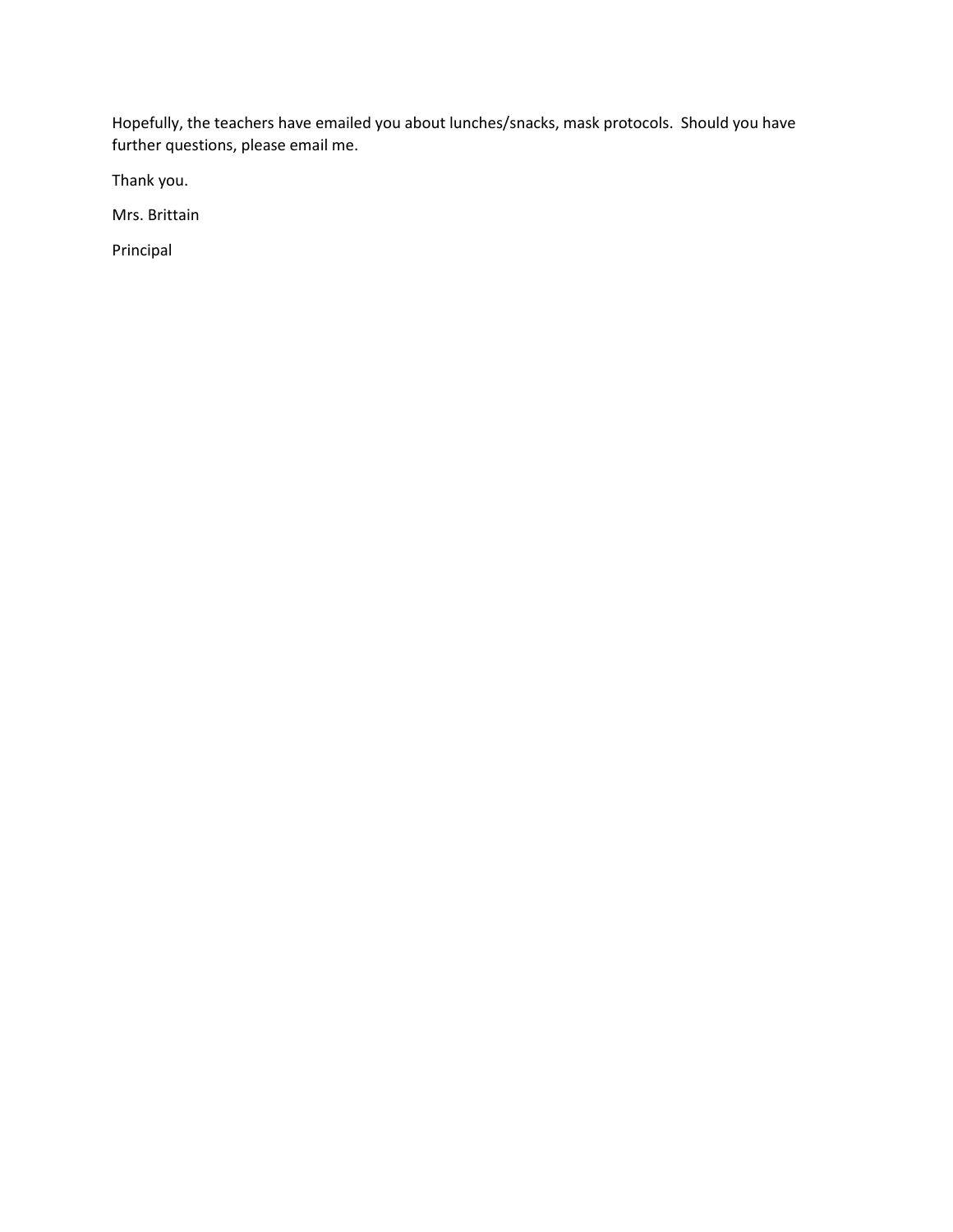Hopefully, the teachers have emailed you about lunches/snacks, mask protocols. Should you have further questions, please email me.

Thank you.

Mrs. Brittain

Principal